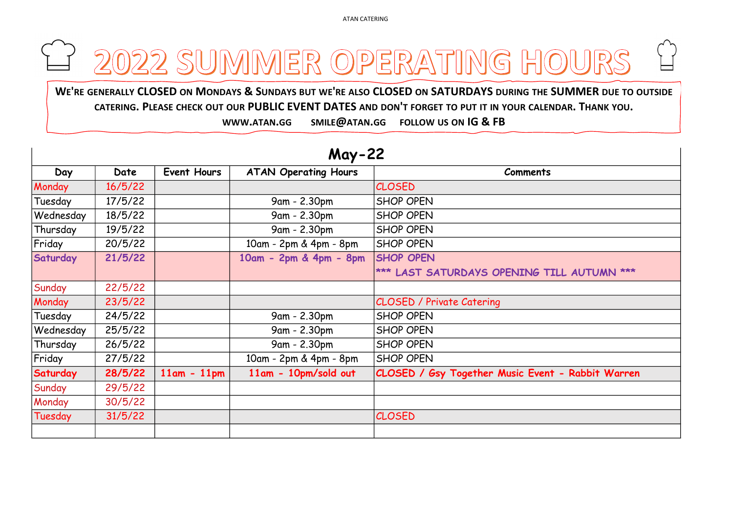# 2022 SUMMER OPERATING HOURS

WE'RE GENERALLY **CLOSED** ON MONDAYS & SUNDAYS BUT WE'RE ALSO **CLOSED** ON **SATURDAYS** DURING THE **SUMMER** DUE TO OUTSIDE CATERING. PLEASE CHECK OUT OUR **PUBLIC EVENT DATES** AND DON'T FORGET TO PUT IT IN YOUR CALENDAR. THANK YOU.

WWW.ATAN.GG SMILE@ATAN.GG FOLLOW US ON IG & FB

## May-22

| Day | Date | Event Hours | ATAN Operating Hours | Comments |
|---|---|---|---|---|
| Monday | 16/5/22 | | | CLOSED |
| Tuesday | 17/5/22 | | 9am - 2.30pm | SHOP OPEN |
| Wednesday | 18/5/22 | | 9am - 2.30pm | SHOP OPEN |
| Thursday | 19/5/22 | | 9am - 2.30pm | SHOP OPEN |
| Friday | 20/5/22 | | 10am - 2pm & 4pm - 8pm | SHOP OPEN |
| **Saturday** | **21/5/22** | | **10am - 2pm & 4pm - 8pm** | **SHOP OPEN** **\*\*\* LAST SATURDAYS OPENING TILL AUTUMN \*\*\*** |
| Sunday | 22/5/22 | | | |
| Monday | 23/5/22 | | | CLOSED / Private Catering |
| Tuesday | 24/5/22 | | 9am - 2.30pm | SHOP OPEN |
| Wednesday | 25/5/22 | | 9am - 2.30pm | SHOP OPEN |
| Thursday | 26/5/22 | | 9am - 2.30pm | SHOP OPEN |
| Friday | 27/5/22 | | 10am - 2pm & 4pm - 8pm | SHOP OPEN |
| **Saturday** | **28/5/22** | **11am - 11pm** | **11am - 10pm/sold out** | **CLOSED / Gsy Together Music Event - Rabbit Warren** |
| Sunday | 29/5/22 | | | |
| Monday | 30/5/22 | | | |
| Tuesday | 31/5/22 | | | CLOSED |
| | | | | |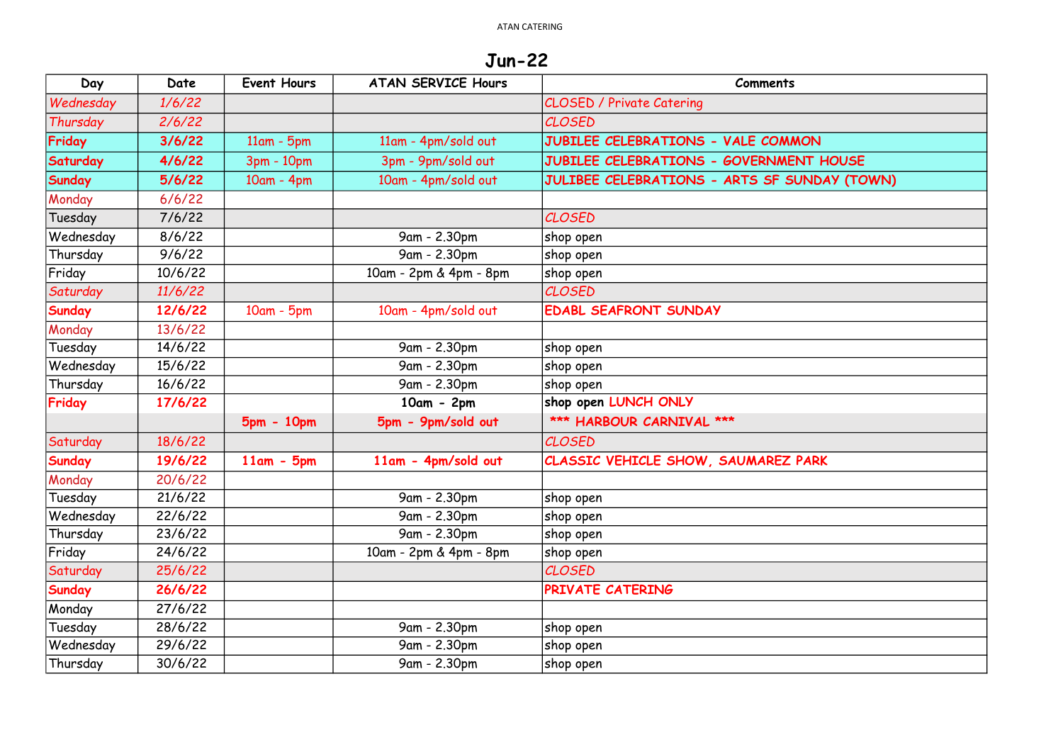ATAN CATERING

# Jun-22

| Day | Date | Event Hours | ATAN SERVICE Hours | Comments |
|---|---|---|---|---|
| *Wednesday* | *1/6/22* | | | *CLOSED / Private Catering* |
| *Thursday* | *2/6/22* | | | *CLOSED* |
| **Friday** | **3/6/22** | 11am - 5pm | 11am - 4pm/sold out | **JUBILEE CELEBRATIONS - VALE COMMON** |
| **Saturday** | **4/6/22** | 3pm - 10pm | 3pm - 9pm/sold out | **JUBILEE CELEBRATIONS - GOVERNMENT HOUSE** |
| **Sunday** | **5/6/22** | 10am - 4pm | 10am - 4pm/sold out | **JULIBEE CELEBRATIONS - ARTS SF SUNDAY (TOWN)** |
| Monday | 6/6/22 | | | |
| Tuesday | 7/6/22 | | | *CLOSED* |
| Wednesday | 8/6/22 | | 9am - 2.30pm | shop open |
| Thursday | 9/6/22 | | 9am - 2.30pm | shop open |
| Friday | 10/6/22 | | 10am - 2pm & 4pm - 8pm | shop open |
| *Saturday* | *11/6/22* | | | *CLOSED* |
| **Sunday** | **12/6/22** | 10am - 5pm | 10am - 4pm/sold out | **EDABL SEAFRONT SUNDAY** |
| Monday | 13/6/22 | | | |
| Tuesday | 14/6/22 | | 9am - 2.30pm | shop open |
| Wednesday | 15/6/22 | | 9am - 2.30pm | shop open |
| Thursday | 16/6/22 | | 9am - 2.30pm | shop open |
| **Friday** | **17/6/22** | | **10am - 2pm** | **shop open LUNCH ONLY** |
| | | **5pm - 10pm** | **5pm - 9pm/sold out** | **\*\*\* HARBOUR CARNIVAL \*\*\*** |
| Saturday | 18/6/22 | | | *CLOSED* |
| **Sunday** | **19/6/22** | **11am - 5pm** | **11am - 4pm/sold out** | **CLASSIC VEHICLE SHOW, SAUMAREZ PARK** |
| Monday | 20/6/22 | | | |
| Tuesday | 21/6/22 | | 9am - 2.30pm | shop open |
| Wednesday | 22/6/22 | | 9am - 2.30pm | shop open |
| Thursday | 23/6/22 | | 9am - 2.30pm | shop open |
| Friday | 24/6/22 | | 10am - 2pm & 4pm - 8pm | shop open |
| Saturday | 25/6/22 | | | *CLOSED* |
| **Sunday** | **26/6/22** | | | **PRIVATE CATERING** |
| Monday | 27/6/22 | | | |
| Tuesday | 28/6/22 | | 9am - 2.30pm | shop open |
| Wednesday | 29/6/22 | | 9am - 2.30pm | shop open |
| Thursday | 30/6/22 | | 9am - 2.30pm | shop open |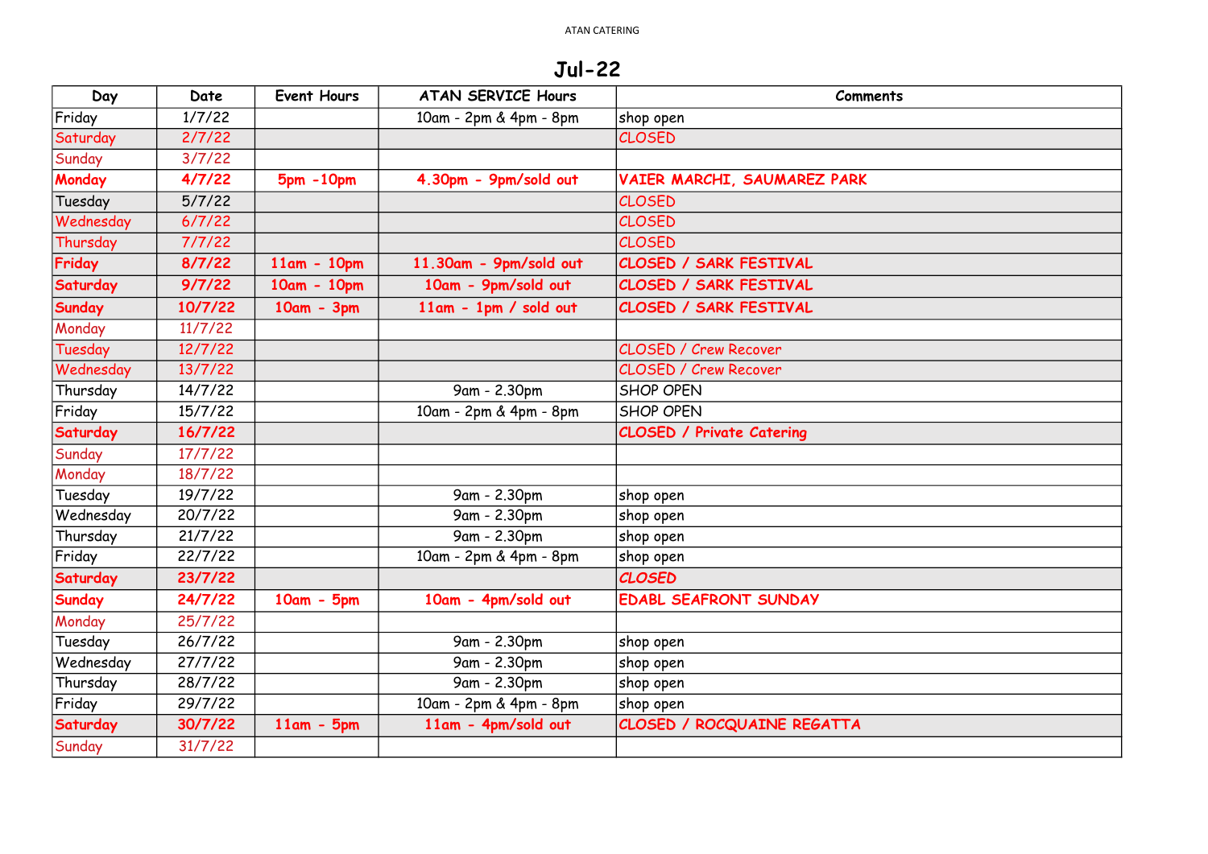ATAN CATERING

# Jul-22

| Day | Date | Event Hours | ATAN SERVICE Hours | Comments |
|---|---|---|---|---|
| Friday | 1/7/22 | | 10am - 2pm & 4pm - 8pm | shop open |
| Saturday | 2/7/22 | | | CLOSED |
| Sunday | 3/7/22 | | | |
| **Monday** | **4/7/22** | **5pm -10pm** | **4.30pm - 9pm/sold out** | **VAIER MARCHI, SAUMAREZ PARK** |
| Tuesday | 5/7/22 | | | CLOSED |
| Wednesday | 6/7/22 | | | CLOSED |
| Thursday | 7/7/22 | | | CLOSED |
| **Friday** | **8/7/22** | **11am - 10pm** | **11.30am - 9pm/sold out** | **CLOSED / SARK FESTIVAL** |
| **Saturday** | **9/7/22** | **10am - 10pm** | **10am - 9pm/sold out** | **CLOSED / SARK FESTIVAL** |
| **Sunday** | **10/7/22** | **10am - 3pm** | **11am - 1pm / sold out** | **CLOSED / SARK FESTIVAL** |
| Monday | 11/7/22 | | | |
| Tuesday | 12/7/22 | | | CLOSED / Crew Recover |
| Wednesday | 13/7/22 | | | CLOSED / Crew Recover |
| Thursday | 14/7/22 | | 9am - 2.30pm | SHOP OPEN |
| Friday | 15/7/22 | | 10am - 2pm & 4pm - 8pm | SHOP OPEN |
| **Saturday** | **16/7/22** | | | **CLOSED / Private Catering** |
| Sunday | 17/7/22 | | | |
| Monday | 18/7/22 | | | |
| Tuesday | 19/7/22 | | 9am - 2.30pm | shop open |
| Wednesday | 20/7/22 | | 9am - 2.30pm | shop open |
| Thursday | 21/7/22 | | 9am - 2.30pm | shop open |
| Friday | 22/7/22 | | 10am - 2pm & 4pm - 8pm | shop open |
| **Saturday** | **23/7/22** | | | ***CLOSED*** |
| **Sunday** | **24/7/22** | **10am - 5pm** | **10am - 4pm/sold out** | **EDABL SEAFRONT SUNDAY** |
| Monday | 25/7/22 | | | |
| Tuesday | 26/7/22 | | 9am - 2.30pm | shop open |
| Wednesday | 27/7/22 | | 9am - 2.30pm | shop open |
| Thursday | 28/7/22 | | 9am - 2.30pm | shop open |
| Friday | 29/7/22 | | 10am - 2pm & 4pm - 8pm | shop open |
| **Saturday** | **30/7/22** | **11am - 5pm** | **11am - 4pm/sold out** | **CLOSED / ROCQUAINE REGATTA** |
| Sunday | 31/7/22 | | | |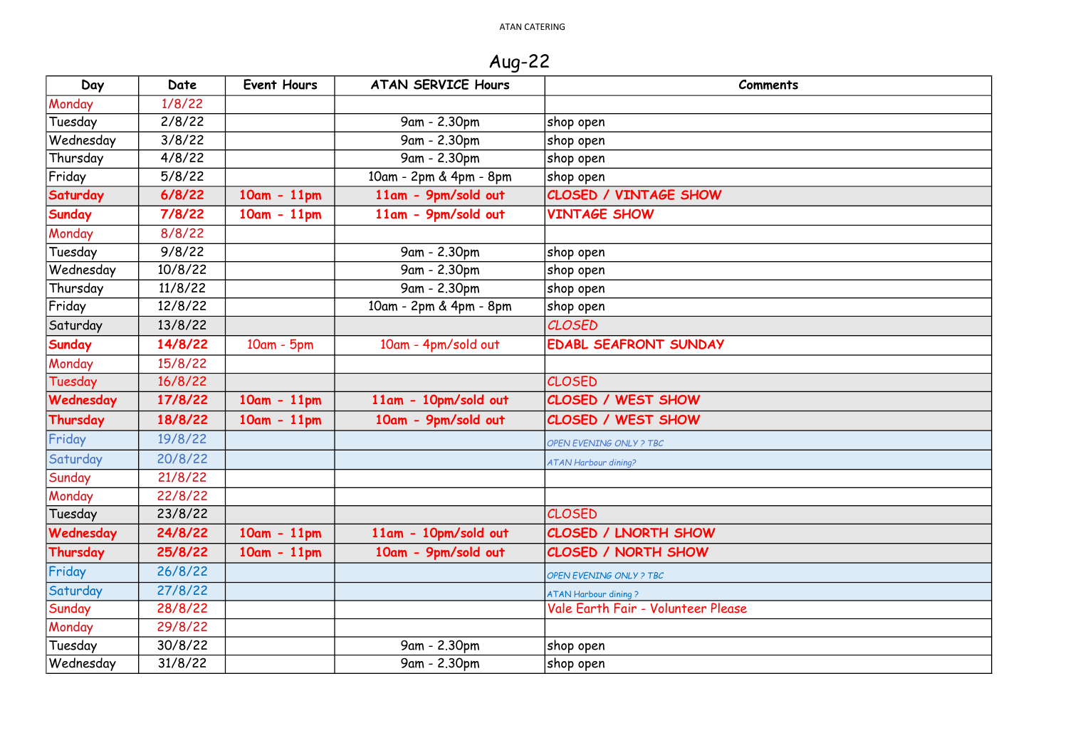ATAN CATERING

# Aug-22

| Day | Date | Event Hours | ATAN SERVICE Hours | Comments |
|---|---|---|---|---|
| Monday | 1/8/22 | | | |
| Tuesday | 2/8/22 | | 9am - 2.30pm | shop open |
| Wednesday | 3/8/22 | | 9am - 2.30pm | shop open |
| Thursday | 4/8/22 | | 9am - 2.30pm | shop open |
| Friday | 5/8/22 | | 10am - 2pm & 4pm - 8pm | shop open |
| **Saturday** | **6/8/22** | **10am - 11pm** | **11am - 9pm/sold out** | **CLOSED / VINTAGE SHOW** |
| **Sunday** | **7/8/22** | **10am - 11pm** | **11am - 9pm/sold out** | **VINTAGE SHOW** |
| Monday | 8/8/22 | | | |
| Tuesday | 9/8/22 | | 9am - 2.30pm | shop open |
| Wednesday | 10/8/22 | | 9am - 2.30pm | shop open |
| Thursday | 11/8/22 | | 9am - 2.30pm | shop open |
| Friday | 12/8/22 | | 10am - 2pm & 4pm - 8pm | shop open |
| Saturday | 13/8/22 | | | *CLOSED* |
| **Sunday** | **14/8/22** | 10am - 5pm | 10am - 4pm/sold out | **EDABL SEAFRONT SUNDAY** |
| Monday | 15/8/22 | | | |
| Tuesday | 16/8/22 | | | CLOSED |
| **Wednesday** | **17/8/22** | **10am - 11pm** | **11am - 10pm/sold out** | **CLOSED / WEST SHOW** |
| **Thursday** | **18/8/22** | **10am - 11pm** | **10am - 9pm/sold out** | **CLOSED / WEST SHOW** |
| Friday | 19/8/22 | | | *OPEN EVENING ONLY ? TBC* |
| Saturday | 20/8/22 | | | *ATAN Harbour dining?* |
| Sunday | 21/8/22 | | | |
| Monday | 22/8/22 | | | |
| Tuesday | 23/8/22 | | | CLOSED |
| **Wednesday** | **24/8/22** | **10am - 11pm** | **11am - 10pm/sold out** | **CLOSED / LNORTH SHOW** |
| **Thursday** | **25/8/22** | **10am - 11pm** | **10am - 9pm/sold out** | **CLOSED / NORTH SHOW** |
| Friday | 26/8/22 | | | *OPEN EVENING ONLY ? TBC* |
| Saturday | 27/8/22 | | | *ATAN Harbour dining ?* |
| Sunday | 28/8/22 | | | Vale Earth Fair - Volunteer Please |
| Monday | 29/8/22 | | | |
| Tuesday | 30/8/22 | | 9am - 2.30pm | shop open |
| Wednesday | 31/8/22 | | 9am - 2.30pm | shop open |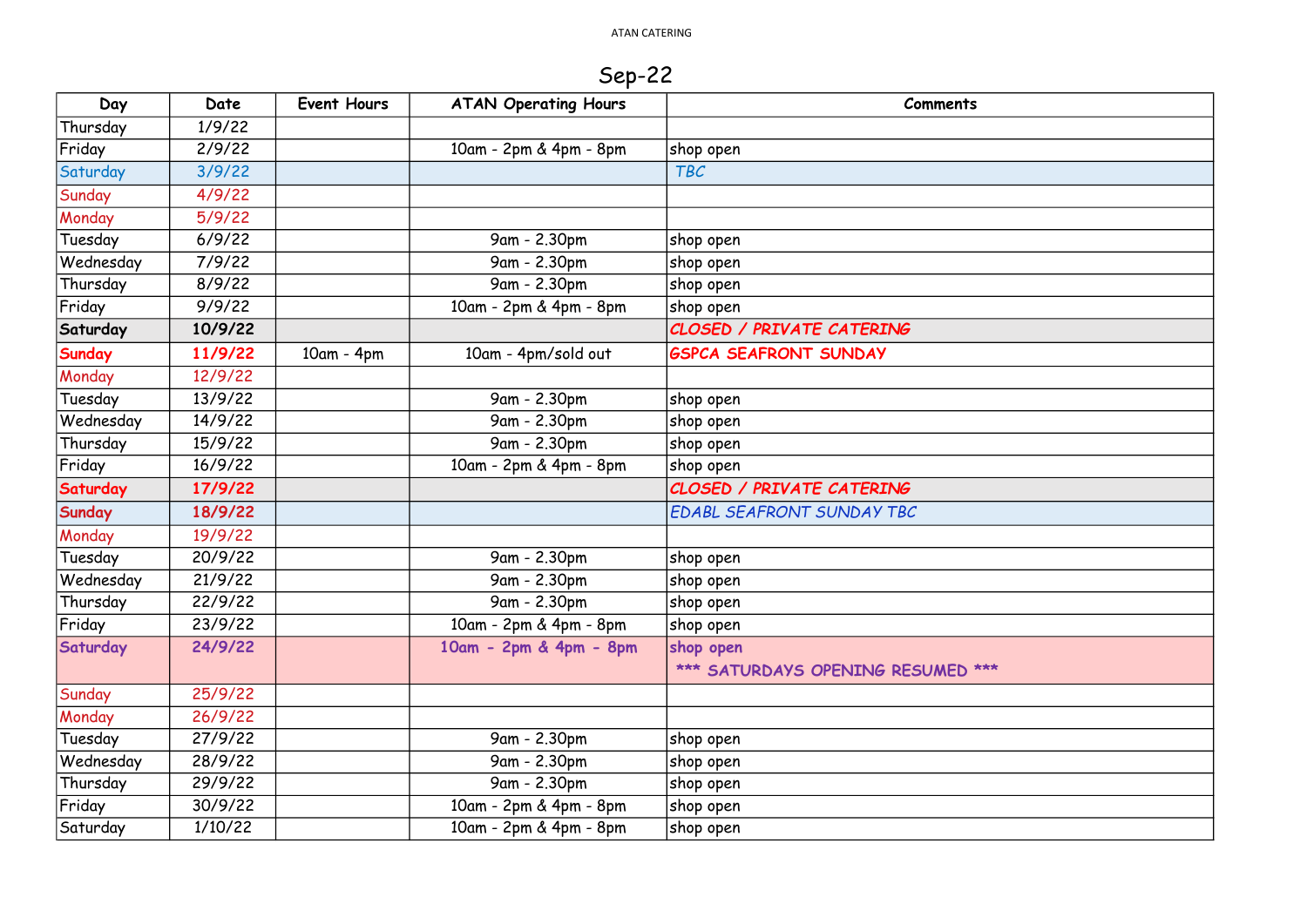ATAN CATERING

# Sep-22

| Day | Date | Event Hours | ATAN Operating Hours | Comments |
|---|---|---|---|---|
| Thursday | 1/9/22 | | | |
| Friday | 2/9/22 | | 10am - 2pm & 4pm - 8pm | shop open |
| Saturday | 3/9/22 | | | *TBC* |
| Sunday | 4/9/22 | | | |
| Monday | 5/9/22 | | | |
| Tuesday | 6/9/22 | | 9am - 2.30pm | shop open |
| Wednesday | 7/9/22 | | 9am - 2.30pm | shop open |
| Thursday | 8/9/22 | | 9am - 2.30pm | shop open |
| Friday | 9/9/22 | | 10am - 2pm & 4pm - 8pm | shop open |
| **Saturday** | **10/9/22** | | | ***CLOSED / PRIVATE CATERING*** |
| **Sunday** | **11/9/22** | 10am - 4pm | 10am - 4pm/sold out | **GSPCA SEAFRONT SUNDAY** |
| Monday | 12/9/22 | | | |
| Tuesday | 13/9/22 | | 9am - 2.30pm | shop open |
| Wednesday | 14/9/22 | | 9am - 2.30pm | shop open |
| Thursday | 15/9/22 | | 9am - 2.30pm | shop open |
| Friday | 16/9/22 | | 10am - 2pm & 4pm - 8pm | shop open |
| **Saturday** | **17/9/22** | | | ***CLOSED / PRIVATE CATERING*** |
| **Sunday** | **18/9/22** | | | *EDABL SEAFRONT SUNDAY TBC* |
| Monday | 19/9/22 | | | |
| Tuesday | 20/9/22 | | 9am - 2.30pm | shop open |
| Wednesday | 21/9/22 | | 9am - 2.30pm | shop open |
| Thursday | 22/9/22 | | 9am - 2.30pm | shop open |
| Friday | 23/9/22 | | 10am - 2pm & 4pm - 8pm | shop open |
| **Saturday** | **24/9/22** | | **10am - 2pm & 4pm - 8pm** | **shop open** **\*\*\* SATURDAYS OPENING RESUMED \*\*\*** |
| Sunday | 25/9/22 | | | |
| Monday | 26/9/22 | | | |
| Tuesday | 27/9/22 | | 9am - 2.30pm | shop open |
| Wednesday | 28/9/22 | | 9am - 2.30pm | shop open |
| Thursday | 29/9/22 | | 9am - 2.30pm | shop open |
| Friday | 30/9/22 | | 10am - 2pm & 4pm - 8pm | shop open |
| Saturday | 1/10/22 | | 10am - 2pm & 4pm - 8pm | shop open |